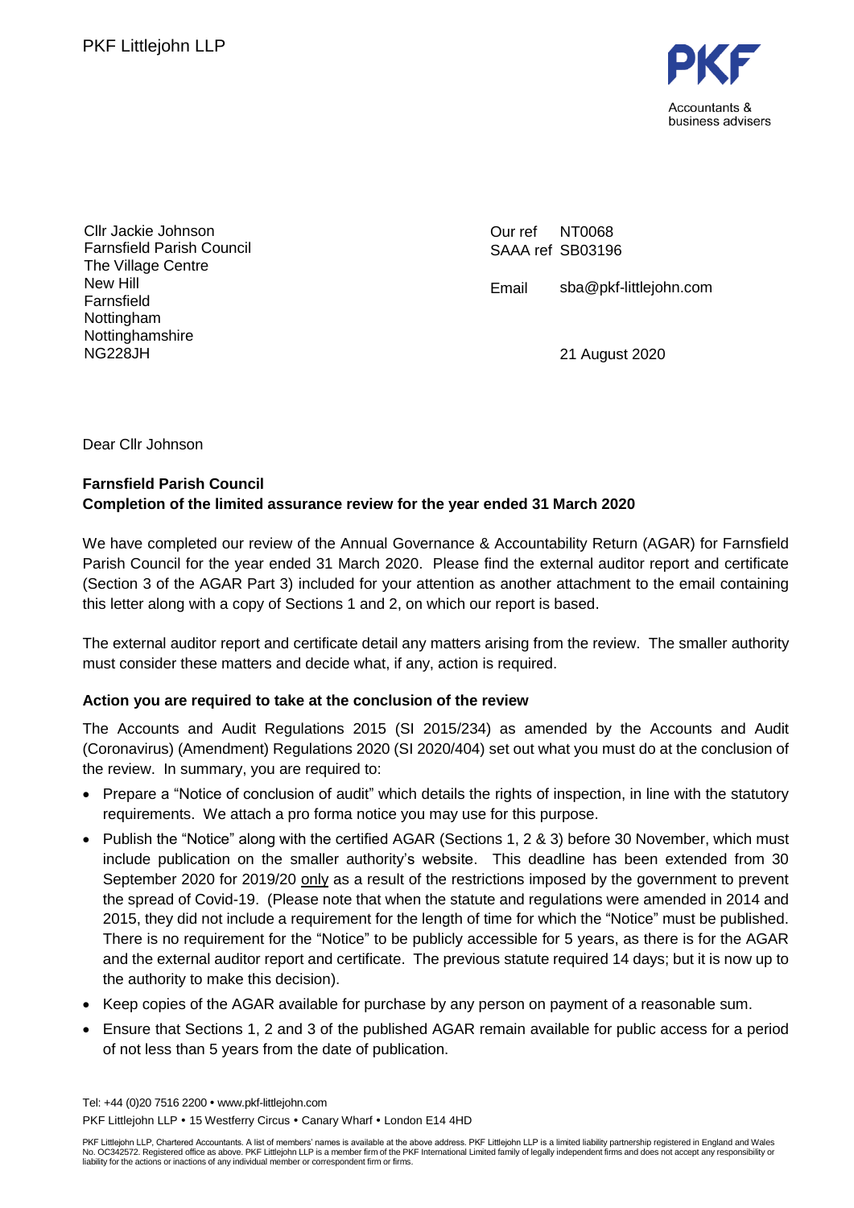PKF Littlejohn LLP

PKF
Accountants & business advisers

Cllr Jackie Johnson
Farnsfield Parish Council
The Village Centre
New Hill
Farnsfield
Nottingham
Nottinghamshire
NG228JH

Our ref NT0068
SAAA ref SB03196

Email sba@pkf-littlejohn.com

21 August 2020

Dear Cllr Johnson

**Farnsfield Parish Council**
**Completion of the limited assurance review for the year ended 31 March 2020**

We have completed our review of the Annual Governance & Accountability Return (AGAR) for Farnsfield Parish Council for the year ended 31 March 2020. Please find the external auditor report and certificate (Section 3 of the AGAR Part 3) included for your attention as another attachment to the email containing this letter along with a copy of Sections 1 and 2, on which our report is based.

The external auditor report and certificate detail any matters arising from the review. The smaller authority must consider these matters and decide what, if any, action is required.

**Action you are required to take at the conclusion of the review**

The Accounts and Audit Regulations 2015 (SI 2015/234) as amended by the Accounts and Audit (Coronavirus) (Amendment) Regulations 2020 (SI 2020/404) set out what you must do at the conclusion of the review. In summary, you are required to:

- Prepare a "Notice of conclusion of audit" which details the rights of inspection, in line with the statutory requirements. We attach a pro forma notice you may use for this purpose.
- Publish the "Notice" along with the certified AGAR (Sections 1, 2 & 3) before 30 November, which must include publication on the smaller authority's website. This deadline has been extended from 30 September 2020 for 2019/20 only as a result of the restrictions imposed by the government to prevent the spread of Covid-19. (Please note that when the statute and regulations were amended in 2014 and 2015, they did not include a requirement for the length of time for which the "Notice" must be published. There is no requirement for the "Notice" to be publicly accessible for 5 years, as there is for the AGAR and the external auditor report and certificate. The previous statute required 14 days; but it is now up to the authority to make this decision).
- Keep copies of the AGAR available for purchase by any person on payment of a reasonable sum.
- Ensure that Sections 1, 2 and 3 of the published AGAR remain available for public access for a period of not less than 5 years from the date of publication.

Tel: +44 (0)20 7516 2200 • www.pkf-littlejohn.com
PKF Littlejohn LLP • 15 Westferry Circus • Canary Wharf • London E14 4HD

PKF Littlejohn LLP, Chartered Accountants. A list of members' names is available at the above address. PKF Littlejohn LLP is a limited liability partnership registered in England and Wales No. OC342572. Registered office as above. PKF Littlejohn LLP is a member firm of the PKF International Limited family of legally independent firms and does not accept any responsibility or liability for the actions or inactions of any individual member or correspondent firm or firms.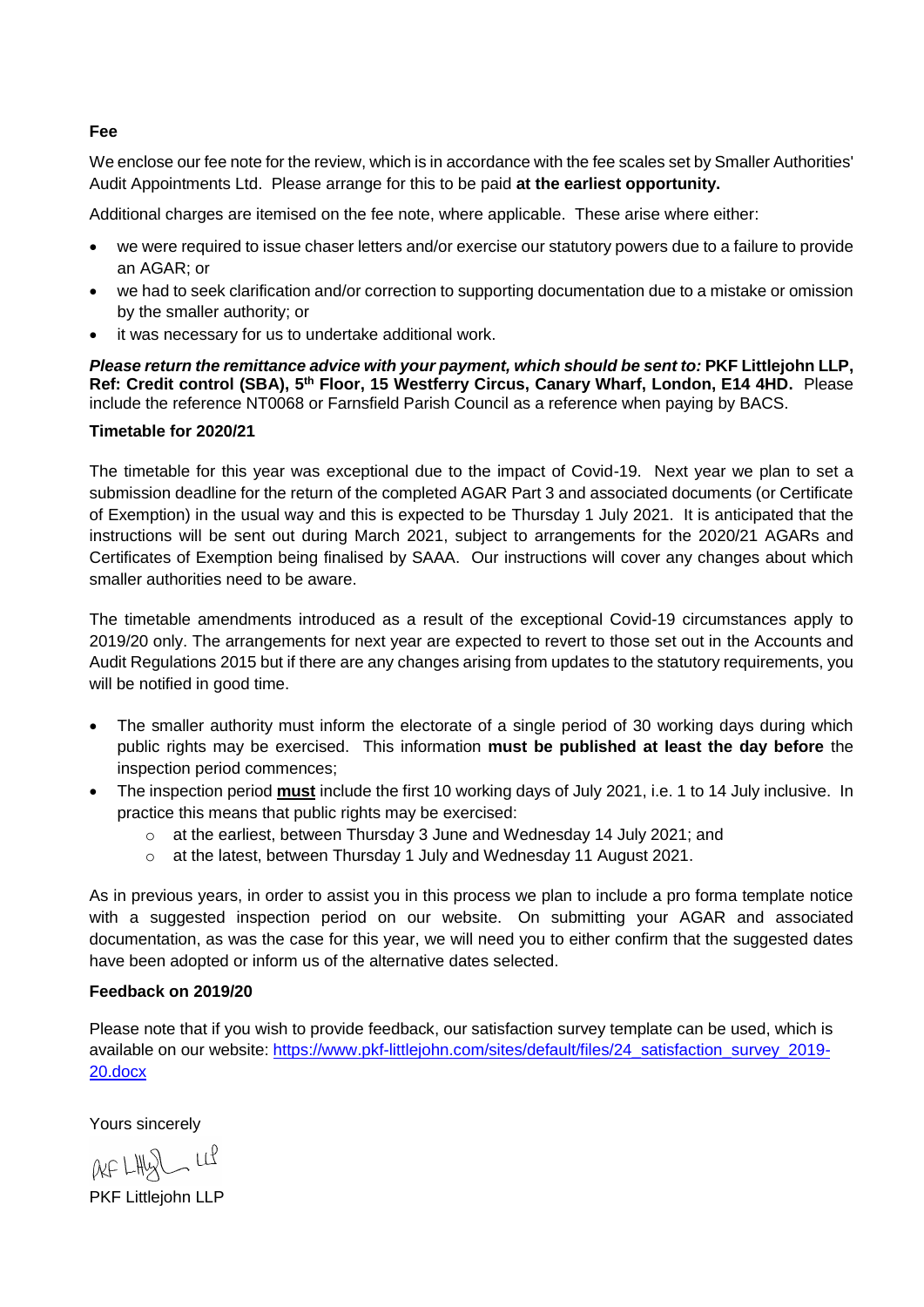**Fee**

We enclose our fee note for the review, which is in accordance with the fee scales set by Smaller Authorities' Audit Appointments Ltd. Please arrange for this to be paid **at the earliest opportunity.**

Additional charges are itemised on the fee note, where applicable. These arise where either:

- we were required to issue chaser letters and/or exercise our statutory powers due to a failure to provide an AGAR; or
- we had to seek clarification and/or correction to supporting documentation due to a mistake or omission by the smaller authority; or
- it was necessary for us to undertake additional work.

***Please return the remittance advice with your payment, which should be sent to:*** **PKF Littlejohn LLP, Ref: Credit control (SBA), 5th Floor, 15 Westferry Circus, Canary Wharf, London, E14 4HD.** Please include the reference NT0068 or Farnsfield Parish Council as a reference when paying by BACS.

**Timetable for 2020/21**

The timetable for this year was exceptional due to the impact of Covid-19. Next year we plan to set a submission deadline for the return of the completed AGAR Part 3 and associated documents (or Certificate of Exemption) in the usual way and this is expected to be Thursday 1 July 2021. It is anticipated that the instructions will be sent out during March 2021, subject to arrangements for the 2020/21 AGARs and Certificates of Exemption being finalised by SAAA. Our instructions will cover any changes about which smaller authorities need to be aware.

The timetable amendments introduced as a result of the exceptional Covid-19 circumstances apply to 2019/20 only. The arrangements for next year are expected to revert to those set out in the Accounts and Audit Regulations 2015 but if there are any changes arising from updates to the statutory requirements, you will be notified in good time.

- The smaller authority must inform the electorate of a single period of 30 working days during which public rights may be exercised. This information **must be published at least the day before** the inspection period commences;
- The inspection period **<u>must</u>** include the first 10 working days of July 2021, i.e. 1 to 14 July inclusive. In practice this means that public rights may be exercised:
  - at the earliest, between Thursday 3 June and Wednesday 14 July 2021; and
  - at the latest, between Thursday 1 July and Wednesday 11 August 2021.

As in previous years, in order to assist you in this process we plan to include a pro forma template notice with a suggested inspection period on our website. On submitting your AGAR and associated documentation, as was the case for this year, we will need you to either confirm that the suggested dates have been adopted or inform us of the alternative dates selected.

**Feedback on 2019/20**

Please note that if you wish to provide feedback, our satisfaction survey template can be used, which is available on our website: https://www.pkf-littlejohn.com/sites/default/files/24_satisfaction_survey_2019-20.docx

Yours sincerely

PKF Littlejohn LLP

PKF Littlejohn LLP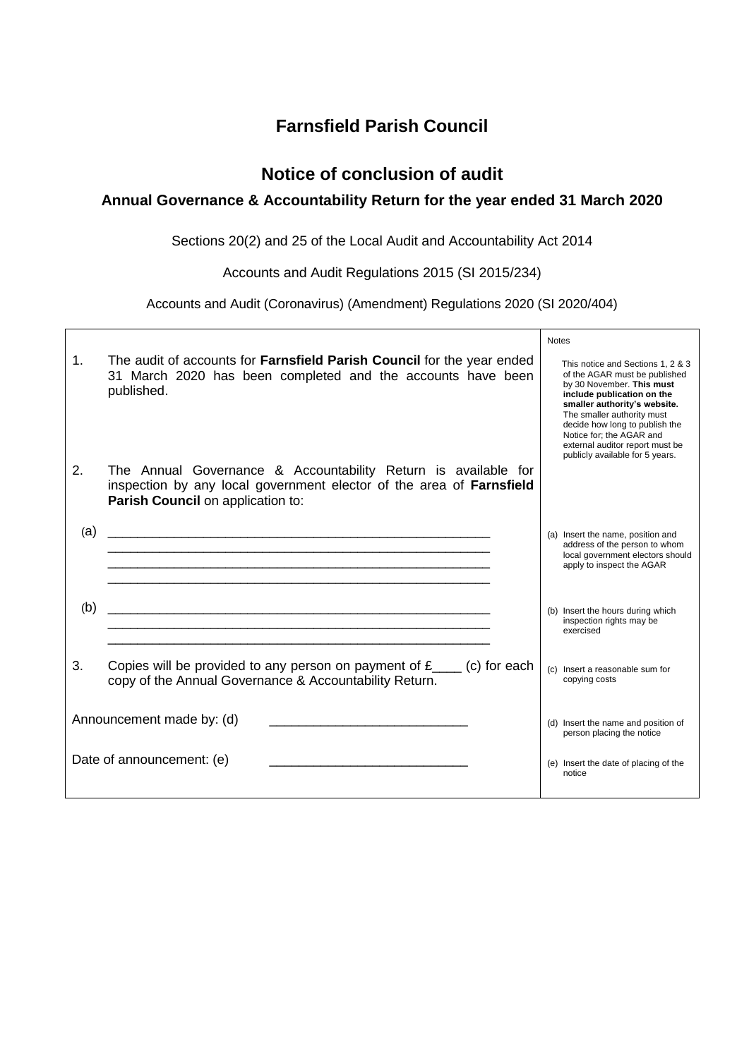# Farnsfield Parish Council

## Notice of conclusion of audit

### Annual Governance & Accountability Return for the year ended 31 March 2020

Sections 20(2) and 25 of the Local Audit and Accountability Act 2014

Accounts and Audit Regulations 2015 (SI 2015/234)

Accounts and Audit (Coronavirus) (Amendment) Regulations 2020 (SI 2020/404)

| | Notes |
|---|---|
| 1. The audit of accounts for **Farnsfield Parish Council** for the year ended 31 March 2020 has been completed and the accounts have been published. | This notice and Sections 1, 2 & 3 of the AGAR must be published by 30 November. **This must include publication on the smaller authority's website.** The smaller authority must decide how long to publish the Notice for; the AGAR and external auditor report must be publicly available for 5 years. |
| 2. The Annual Governance & Accountability Return is available for inspection by any local government elector of the area of **Farnsfield Parish Council** on application to: | |
| (a) ______________________________________________________ ______________________________________________________ ______________________________________________________ ______________________________________________________ | (a) Insert the name, position and address of the person to whom local government electors should apply to inspect the AGAR |
| (b) ______________________________________________________ ______________________________________________________ ______________________________________________________ | (b) Insert the hours during which inspection rights may be exercised |
| 3. Copies will be provided to any person on payment of £____ (c) for each copy of the Annual Governance & Accountability Return. | (c) Insert a reasonable sum for copying costs |
| Announcement made by: (d) ___________________________ | (d) Insert the name and position of person placing the notice |
| Date of announcement: (e) ___________________________ | (e) Insert the date of placing of the notice |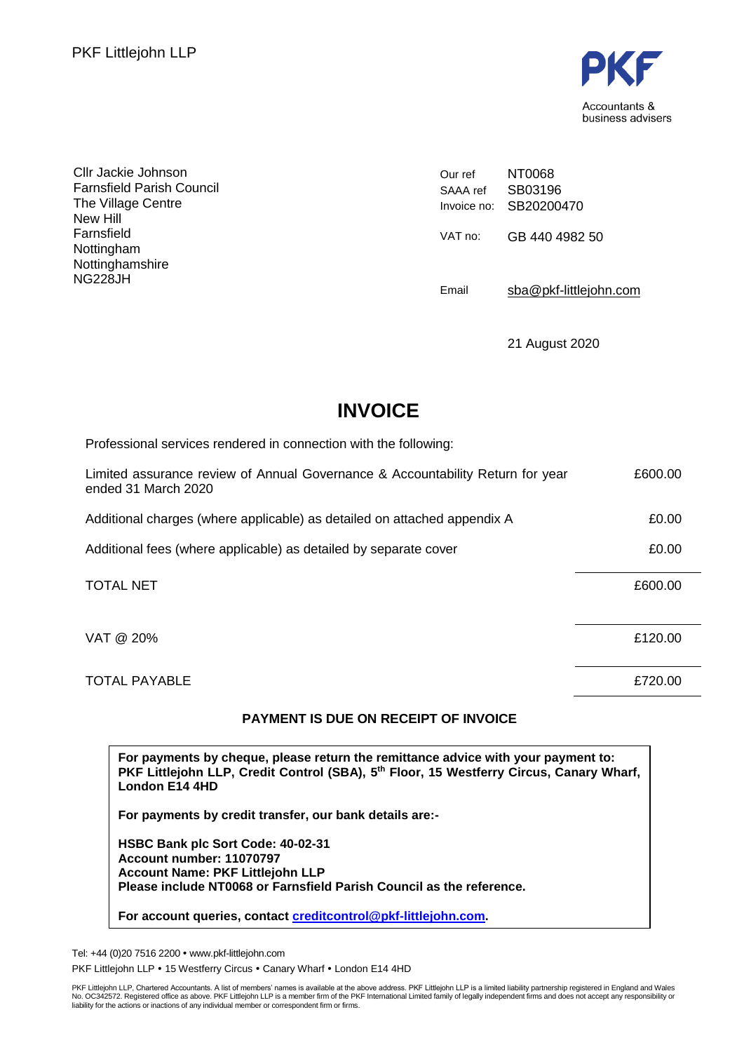PKF Littlejohn LLP

PKF
Accountants & business advisers

Cllr Jackie Johnson
Farnsfield Parish Council
The Village Centre
New Hill
Farnsfield
Nottingham
Nottinghamshire
NG228JH

| | |
|---|---|
| Our ref | NT0068 |
| SAAA ref | SB03196 |
| Invoice no: | SB20200470 |
| VAT no: | GB 440 4982 50 |
| Email | sba@pkf-littlejohn.com |

21 August 2020

# INVOICE

Professional services rendered in connection with the following:

| | |
|---|---|
| Limited assurance review of Annual Governance & Accountability Return for year ended 31 March 2020 | £600.00 |
| Additional charges (where applicable) as detailed on attached appendix A | £0.00 |
| Additional fees (where applicable) as detailed by separate cover | £0.00 |
| TOTAL NET | £600.00 |
| VAT @ 20% | £120.00 |
| TOTAL PAYABLE | £720.00 |

**PAYMENT IS DUE ON RECEIPT OF INVOICE**

**For payments by cheque, please return the remittance advice with your payment to: PKF Littlejohn LLP, Credit Control (SBA), 5th Floor, 15 Westferry Circus, Canary Wharf, London E14 4HD**

**For payments by credit transfer, our bank details are:-**

**HSBC Bank plc Sort Code: 40-02-31**
**Account number: 11070797**
**Account Name: PKF Littlejohn LLP**
**Please include NT0068 or Farnsfield Parish Council as the reference.**

**For account queries, contact creditcontrol@pkf-littlejohn.com.**

Tel: +44 (0)20 7516 2200 • www.pkf-littlejohn.com

PKF Littlejohn LLP • 15 Westferry Circus • Canary Wharf • London E14 4HD

PKF Littlejohn LLP, Chartered Accountants. A list of members' names is available at the above address. PKF Littlejohn LLP is a limited liability partnership registered in England and Wales No. OC342572. Registered office as above. PKF Littlejohn LLP is a member firm of the PKF International Limited family of legally independent firms and does not accept any responsibility or liability for the actions or inactions of any individual member or correspondent firm or firms.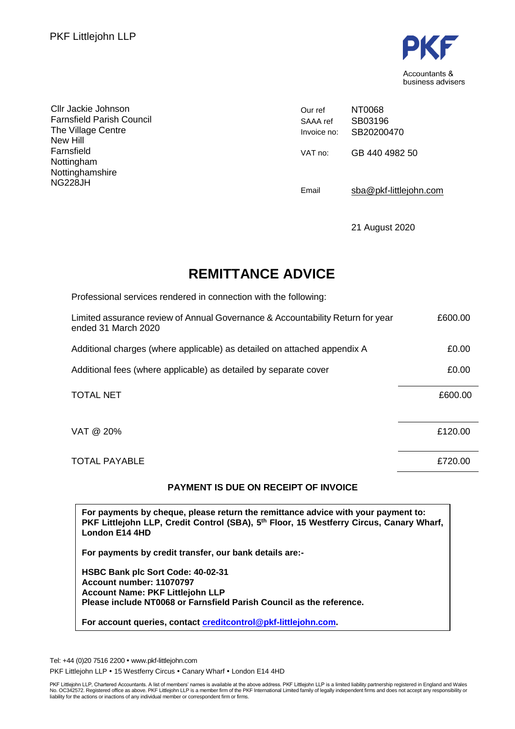PKF Littlejohn LLP

PKF
Accountants & business advisers

Cllr Jackie Johnson
Farnsfield Parish Council
The Village Centre
New Hill
Farnsfield
Nottingham
Nottinghamshire
NG228JH

| | |
|---|---|
| Our ref | NT0068 |
| SAAA ref | SB03196 |
| Invoice no: | SB20200470 |
| VAT no: | GB 440 4982 50 |
| Email | sba@pkf-littlejohn.com |

21 August 2020

# REMITTANCE ADVICE

Professional services rendered in connection with the following:

| | |
|---|---|
| Limited assurance review of Annual Governance & Accountability Return for year ended 31 March 2020 | £600.00 |
| Additional charges (where applicable) as detailed on attached appendix A | £0.00 |
| Additional fees (where applicable) as detailed by separate cover | £0.00 |
| TOTAL NET | £600.00 |
| VAT @ 20% | £120.00 |
| TOTAL PAYABLE | £720.00 |

**PAYMENT IS DUE ON RECEIPT OF INVOICE**

**For payments by cheque, please return the remittance advice with your payment to: PKF Littlejohn LLP, Credit Control (SBA), 5th Floor, 15 Westferry Circus, Canary Wharf, London E14 4HD**

**For payments by credit transfer, our bank details are:-**

**HSBC Bank plc Sort Code: 40-02-31**
**Account number: 11070797**
**Account Name: PKF Littlejohn LLP**
**Please include NT0068 or Farnsfield Parish Council as the reference.**

**For account queries, contact creditcontrol@pkf-littlejohn.com.**

Tel: +44 (0)20 7516 2200 • www.pkf-littlejohn.com
PKF Littlejohn LLP • 15 Westferry Circus • Canary Wharf • London E14 4HD

PKF Littlejohn LLP, Chartered Accountants. A list of members' names is available at the above address. PKF Littlejohn LLP is a limited liability partnership registered in England and Wales No. OC342572. Registered office as above. PKF Littlejohn LLP is a member firm of the PKF International Limited family of legally independent firms and does not accept any responsibility or liability for the actions or inactions of any individual member or correspondent firm or firms.